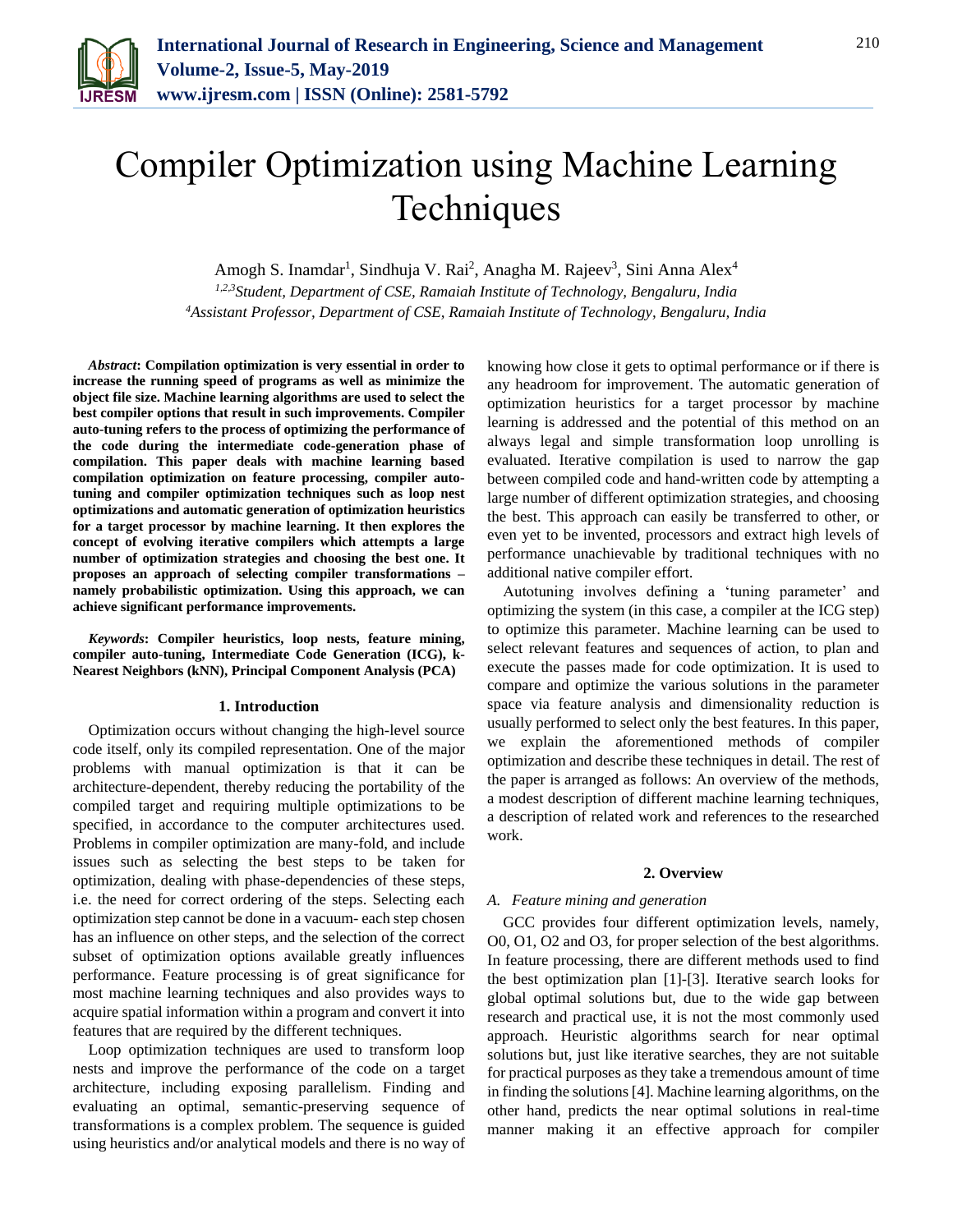# Compiler Optimization using Machine Learning Techniques

Amogh S. Inamdar[1], Sindhuja V. Rai[2], Anagha M. Rajeev[3], Sini Anna Alex[4]

[1,2,3]*Student, Department of CSE, Ramaiah Institute of Technology, Bengaluru, India*
[4]*Assistant Professor, Department of CSE, Ramaiah Institute of Technology, Bengaluru, India*

***Abstract*: Compilation optimization is very essential in order to increase the running speed of programs as well as minimize the object file size. Machine learning algorithms are used to select the best compiler options that result in such improvements. Compiler auto-tuning refers to the process of optimizing the performance of the code during the intermediate code-generation phase of compilation. This paper deals with machine learning based compilation optimization on feature processing, compiler auto-tuning and compiler optimization techniques such as loop nest optimizations and automatic generation of optimization heuristics for a target processor by machine learning. It then explores the concept of evolving iterative compilers which attempts a large number of optimization strategies and choosing the best one. It proposes an approach of selecting compiler transformations – namely probabilistic optimization. Using this approach, we can achieve significant performance improvements.**

***Keywords*: Compiler heuristics, loop nests, feature mining, compiler auto-tuning, Intermediate Code Generation (ICG), k-Nearest Neighbors (kNN), Principal Component Analysis (PCA)**

## 1. Introduction

Optimization occurs without changing the high-level source code itself, only its compiled representation. One of the major problems with manual optimization is that it can be architecture-dependent, thereby reducing the portability of the compiled target and requiring multiple optimizations to be specified, in accordance to the computer architectures used. Problems in compiler optimization are many-fold, and include issues such as selecting the best steps to be taken for optimization, dealing with phase-dependencies of these steps, i.e. the need for correct ordering of the steps. Selecting each optimization step cannot be done in a vacuum- each step chosen has an influence on other steps, and the selection of the correct subset of optimization options available greatly influences performance. Feature processing is of great significance for most machine learning techniques and also provides ways to acquire spatial information within a program and convert it into features that are required by the different techniques.

Loop optimization techniques are used to transform loop nests and improve the performance of the code on a target architecture, including exposing parallelism. Finding and evaluating an optimal, semantic-preserving sequence of transformations is a complex problem. The sequence is guided using heuristics and/or analytical models and there is no way of knowing how close it gets to optimal performance or if there is any headroom for improvement. The automatic generation of optimization heuristics for a target processor by machine learning is addressed and the potential of this method on an always legal and simple transformation loop unrolling is evaluated. Iterative compilation is used to narrow the gap between compiled code and hand-written code by attempting a large number of different optimization strategies, and choosing the best. This approach can easily be transferred to other, or even yet to be invented, processors and extract high levels of performance unachievable by traditional techniques with no additional native compiler effort.

Autotuning involves defining a 'tuning parameter' and optimizing the system (in this case, a compiler at the ICG step) to optimize this parameter. Machine learning can be used to select relevant features and sequences of action, to plan and execute the passes made for code optimization. It is used to compare and optimize the various solutions in the parameter space via feature analysis and dimensionality reduction is usually performed to select only the best features. In this paper, we explain the aforementioned methods of compiler optimization and describe these techniques in detail. The rest of the paper is arranged as follows: An overview of the methods, a modest description of different machine learning techniques, a description of related work and references to the researched work.

## 2. Overview

### *A. Feature mining and generation*

GCC provides four different optimization levels, namely, O0, O1, O2 and O3, for proper selection of the best algorithms. In feature processing, there are different methods used to find the best optimization plan [1]-[3]. Iterative search looks for global optimal solutions but, due to the wide gap between research and practical use, it is not the most commonly used approach. Heuristic algorithms search for near optimal solutions but, just like iterative searches, they are not suitable for practical purposes as they take a tremendous amount of time in finding the solutions [4]. Machine learning algorithms, on the other hand, predicts the near optimal solutions in real-time manner making it an effective approach for compiler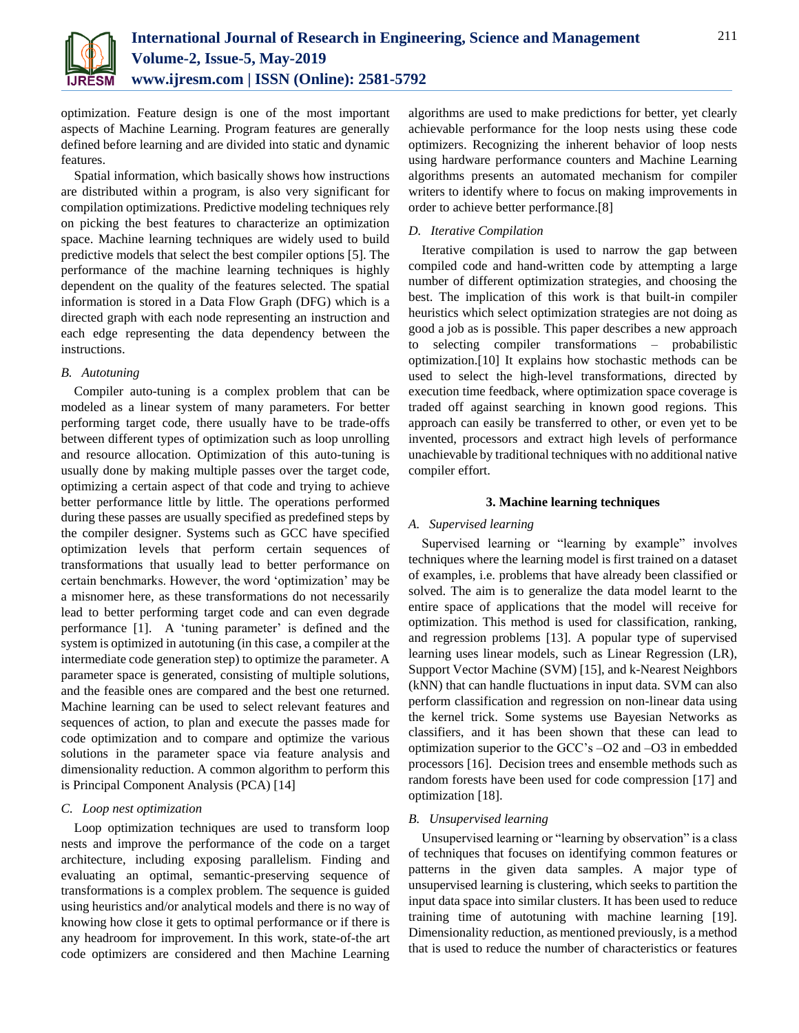optimization. Feature design is one of the most important aspects of Machine Learning. Program features are generally defined before learning and are divided into static and dynamic features.

Spatial information, which basically shows how instructions are distributed within a program, is also very significant for compilation optimizations. Predictive modeling techniques rely on picking the best features to characterize an optimization space. Machine learning techniques are widely used to build predictive models that select the best compiler options [5]. The performance of the machine learning techniques is highly dependent on the quality of the features selected. The spatial information is stored in a Data Flow Graph (DFG) which is a directed graph with each node representing an instruction and each edge representing the data dependency between the instructions.

### *B. Autotuning*

Compiler auto-tuning is a complex problem that can be modeled as a linear system of many parameters. For better performing target code, there usually have to be trade-offs between different types of optimization such as loop unrolling and resource allocation. Optimization of this auto-tuning is usually done by making multiple passes over the target code, optimizing a certain aspect of that code and trying to achieve better performance little by little. The operations performed during these passes are usually specified as predefined steps by the compiler designer. Systems such as GCC have specified optimization levels that perform certain sequences of transformations that usually lead to better performance on certain benchmarks. However, the word 'optimization' may be a misnomer here, as these transformations do not necessarily lead to better performing target code and can even degrade performance [1]. A 'tuning parameter' is defined and the system is optimized in autotuning (in this case, a compiler at the intermediate code generation step) to optimize the parameter. A parameter space is generated, consisting of multiple solutions, and the feasible ones are compared and the best one returned. Machine learning can be used to select relevant features and sequences of action, to plan and execute the passes made for code optimization and to compare and optimize the various solutions in the parameter space via feature analysis and dimensionality reduction. A common algorithm to perform this is Principal Component Analysis (PCA) [14]

### *C. Loop nest optimization*

Loop optimization techniques are used to transform loop nests and improve the performance of the code on a target architecture, including exposing parallelism. Finding and evaluating an optimal, semantic-preserving sequence of transformations is a complex problem. The sequence is guided using heuristics and/or analytical models and there is no way of knowing how close it gets to optimal performance or if there is any headroom for improvement. In this work, state-of-the art code optimizers are considered and then Machine Learning algorithms are used to make predictions for better, yet clearly achievable performance for the loop nests using these code optimizers. Recognizing the inherent behavior of loop nests using hardware performance counters and Machine Learning algorithms presents an automated mechanism for compiler writers to identify where to focus on making improvements in order to achieve better performance.[8]

### *D. Iterative Compilation*

Iterative compilation is used to narrow the gap between compiled code and hand-written code by attempting a large number of different optimization strategies, and choosing the best. The implication of this work is that built-in compiler heuristics which select optimization strategies are not doing as good a job as is possible. This paper describes a new approach to selecting compiler transformations – probabilistic optimization.[10] It explains how stochastic methods can be used to select the high-level transformations, directed by execution time feedback, where optimization space coverage is traded off against searching in known good regions. This approach can easily be transferred to other, or even yet to be invented, processors and extract high levels of performance unachievable by traditional techniques with no additional native compiler effort.

## 3. Machine learning techniques

### *A. Supervised learning*

Supervised learning or "learning by example" involves techniques where the learning model is first trained on a dataset of examples, i.e. problems that have already been classified or solved. The aim is to generalize the data model learnt to the entire space of applications that the model will receive for optimization. This method is used for classification, ranking, and regression problems [13]. A popular type of supervised learning uses linear models, such as Linear Regression (LR), Support Vector Machine (SVM) [15], and k-Nearest Neighbors (kNN) that can handle fluctuations in input data. SVM can also perform classification and regression on non-linear data using the kernel trick. Some systems use Bayesian Networks as classifiers, and it has been shown that these can lead to optimization superior to the GCC's –O2 and –O3 in embedded processors [16]. Decision trees and ensemble methods such as random forests have been used for code compression [17] and optimization [18].

### *B. Unsupervised learning*

Unsupervised learning or "learning by observation" is a class of techniques that focuses on identifying common features or patterns in the given data samples. A major type of unsupervised learning is clustering, which seeks to partition the input data space into similar clusters. It has been used to reduce training time of autotuning with machine learning [19]. Dimensionality reduction, as mentioned previously, is a method that is used to reduce the number of characteristics or features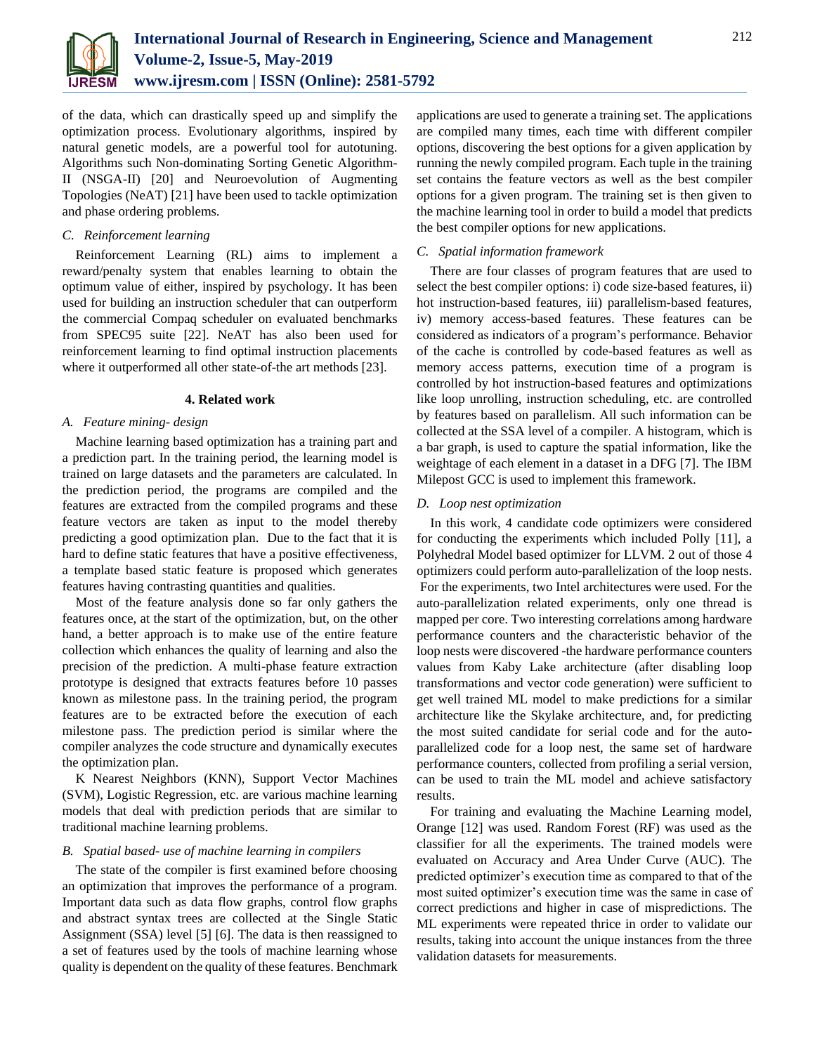of the data, which can drastically speed up and simplify the optimization process. Evolutionary algorithms, inspired by natural genetic models, are a powerful tool for autotuning. Algorithms such Non-dominating Sorting Genetic Algorithm-II (NSGA-II) [20] and Neuroevolution of Augmenting Topologies (NeAT) [21] have been used to tackle optimization and phase ordering problems.

### C. Reinforcement learning

Reinforcement Learning (RL) aims to implement a reward/penalty system that enables learning to obtain the optimum value of either, inspired by psychology. It has been used for building an instruction scheduler that can outperform the commercial Compaq scheduler on evaluated benchmarks from SPEC95 suite [22]. NeAT has also been used for reinforcement learning to find optimal instruction placements where it outperformed all other state-of-the art methods [23].

## 4. Related work

### A. Feature mining- design

Machine learning based optimization has a training part and a prediction part. In the training period, the learning model is trained on large datasets and the parameters are calculated. In the prediction period, the programs are compiled and the features are extracted from the compiled programs and these feature vectors are taken as input to the model thereby predicting a good optimization plan. Due to the fact that it is hard to define static features that have a positive effectiveness, a template based static feature is proposed which generates features having contrasting quantities and qualities.

Most of the feature analysis done so far only gathers the features once, at the start of the optimization, but, on the other hand, a better approach is to make use of the entire feature collection which enhances the quality of learning and also the precision of the prediction. A multi-phase feature extraction prototype is designed that extracts features before 10 passes known as milestone pass. In the training period, the program features are to be extracted before the execution of each milestone pass. The prediction period is similar where the compiler analyzes the code structure and dynamically executes the optimization plan.

K Nearest Neighbors (KNN), Support Vector Machines (SVM), Logistic Regression, etc. are various machine learning models that deal with prediction periods that are similar to traditional machine learning problems.

### B. Spatial based- use of machine learning in compilers

The state of the compiler is first examined before choosing an optimization that improves the performance of a program. Important data such as data flow graphs, control flow graphs and abstract syntax trees are collected at the Single Static Assignment (SSA) level [5] [6]. The data is then reassigned to a set of features used by the tools of machine learning whose quality is dependent on the quality of these features. Benchmark applications are used to generate a training set. The applications are compiled many times, each time with different compiler options, discovering the best options for a given application by running the newly compiled program. Each tuple in the training set contains the feature vectors as well as the best compiler options for a given program. The training set is then given to the machine learning tool in order to build a model that predicts the best compiler options for new applications.

### C. Spatial information framework

There are four classes of program features that are used to select the best compiler options: i) code size-based features, ii) hot instruction-based features, iii) parallelism-based features, iv) memory access-based features. These features can be considered as indicators of a program's performance. Behavior of the cache is controlled by code-based features as well as memory access patterns, execution time of a program is controlled by hot instruction-based features and optimizations like loop unrolling, instruction scheduling, etc. are controlled by features based on parallelism. All such information can be collected at the SSA level of a compiler. A histogram, which is a bar graph, is used to capture the spatial information, like the weightage of each element in a dataset in a DFG [7]. The IBM Milepost GCC is used to implement this framework.

### D. Loop nest optimization

In this work, 4 candidate code optimizers were considered for conducting the experiments which included Polly [11], a Polyhedral Model based optimizer for LLVM. 2 out of those 4 optimizers could perform auto-parallelization of the loop nests. For the experiments, two Intel architectures were used. For the auto-parallelization related experiments, only one thread is mapped per core. Two interesting correlations among hardware performance counters and the characteristic behavior of the loop nests were discovered -the hardware performance counters values from Kaby Lake architecture (after disabling loop transformations and vector code generation) were sufficient to get well trained ML model to make predictions for a similar architecture like the Skylake architecture, and, for predicting the most suited candidate for serial code and for the auto-parallelized code for a loop nest, the same set of hardware performance counters, collected from profiling a serial version, can be used to train the ML model and achieve satisfactory results.

For training and evaluating the Machine Learning model, Orange [12] was used. Random Forest (RF) was used as the classifier for all the experiments. The trained models were evaluated on Accuracy and Area Under Curve (AUC). The predicted optimizer's execution time as compared to that of the most suited optimizer's execution time was the same in case of correct predictions and higher in case of mispredictions. The ML experiments were repeated thrice in order to validate our results, taking into account the unique instances from the three validation datasets for measurements.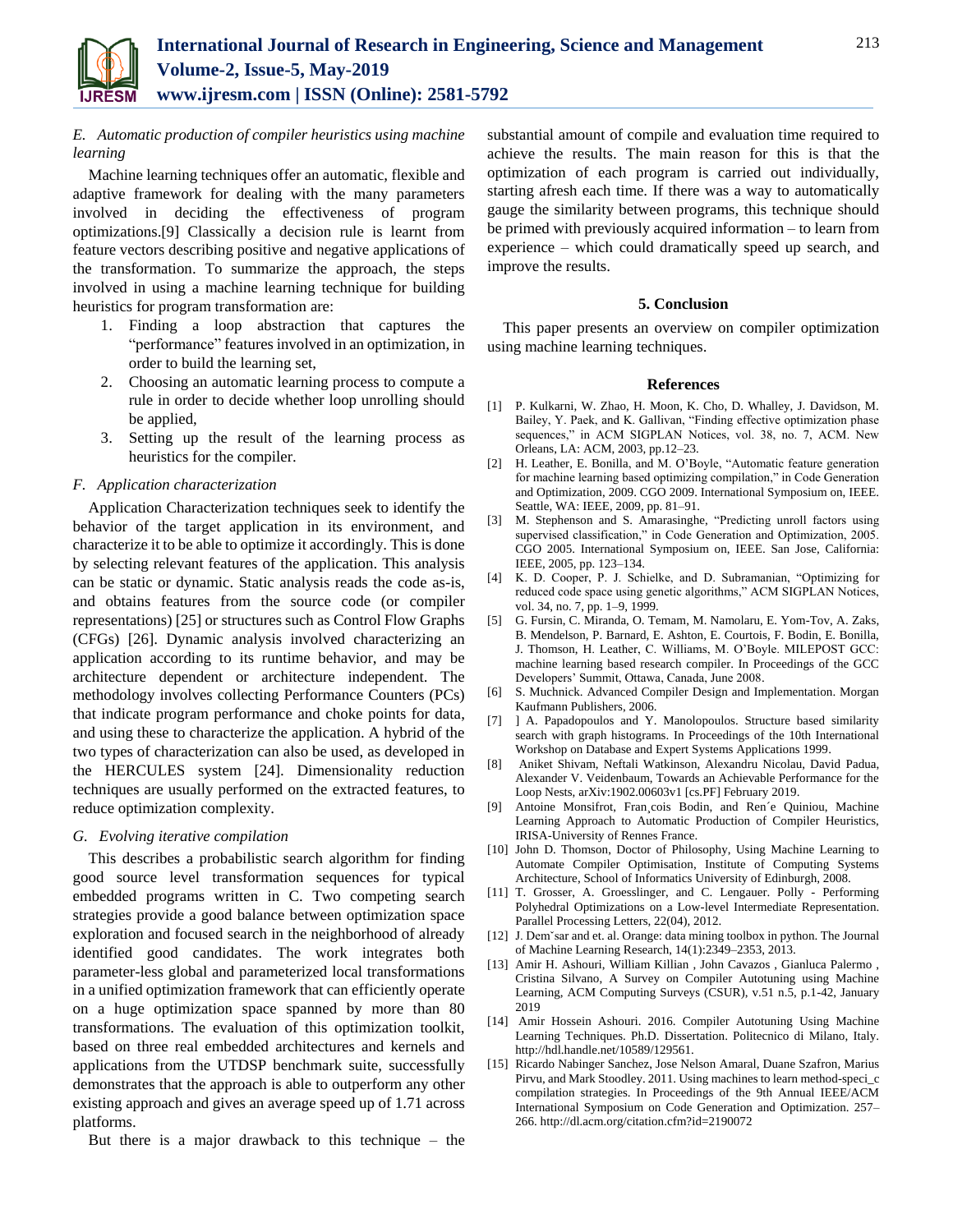### E. Automatic production of compiler heuristics using machine learning

Machine learning techniques offer an automatic, flexible and adaptive framework for dealing with the many parameters involved in deciding the effectiveness of program optimizations.[9] Classically a decision rule is learnt from feature vectors describing positive and negative applications of the transformation. To summarize the approach, the steps involved in using a machine learning technique for building heuristics for program transformation are:

1. Finding a loop abstraction that captures the "performance" features involved in an optimization, in order to build the learning set,
2. Choosing an automatic learning process to compute a rule in order to decide whether loop unrolling should be applied,
3. Setting up the result of the learning process as heuristics for the compiler.

### F. Application characterization

Application Characterization techniques seek to identify the behavior of the target application in its environment, and characterize it to be able to optimize it accordingly. This is done by selecting relevant features of the application. This analysis can be static or dynamic. Static analysis reads the code as-is, and obtains features from the source code (or compiler representations) [25] or structures such as Control Flow Graphs (CFGs) [26]. Dynamic analysis involved characterizing an application according to its runtime behavior, and may be architecture dependent or architecture independent. The methodology involves collecting Performance Counters (PCs) that indicate program performance and choke points for data, and using these to characterize the application. A hybrid of the two types of characterization can also be used, as developed in the HERCULES system [24]. Dimensionality reduction techniques are usually performed on the extracted features, to reduce optimization complexity.

### G. Evolving iterative compilation

This describes a probabilistic search algorithm for finding good source level transformation sequences for typical embedded programs written in C. Two competing search strategies provide a good balance between optimization space exploration and focused search in the neighborhood of already identified good candidates. The work integrates both parameter-less global and parameterized local transformations in a unified optimization framework that can efficiently operate on a huge optimization space spanned by more than 80 transformations. The evaluation of this optimization toolkit, based on three real embedded architectures and kernels and applications from the UTDSP benchmark suite, successfully demonstrates that the approach is able to outperform any other existing approach and gives an average speed up of 1.71 across platforms.

But there is a major drawback to this technique – the substantial amount of compile and evaluation time required to achieve the results. The main reason for this is that the optimization of each program is carried out individually, starting afresh each time. If there was a way to automatically gauge the similarity between programs, this technique should be primed with previously acquired information – to learn from experience – which could dramatically speed up search, and improve the results.

## 5. Conclusion

This paper presents an overview on compiler optimization using machine learning techniques.

## References

[1] P. Kulkarni, W. Zhao, H. Moon, K. Cho, D. Whalley, J. Davidson, M. Bailey, Y. Paek, and K. Gallivan, "Finding effective optimization phase sequences," in ACM SIGPLAN Notices, vol. 38, no. 7, ACM. New Orleans, LA: ACM, 2003, pp.12–23.

[2] H. Leather, E. Bonilla, and M. O'Boyle, "Automatic feature generation for machine learning based optimizing compilation," in Code Generation and Optimization, 2009. CGO 2009. International Symposium on, IEEE. Seattle, WA: IEEE, 2009, pp. 81–91.

[3] M. Stephenson and S. Amarasinghe, "Predicting unroll factors using supervised classification," in Code Generation and Optimization, 2005. CGO 2005. International Symposium on, IEEE. San Jose, California: IEEE, 2005, pp. 123–134.

[4] K. D. Cooper, P. J. Schielke, and D. Subramanian, "Optimizing for reduced code space using genetic algorithms," ACM SIGPLAN Notices, vol. 34, no. 7, pp. 1–9, 1999.

[5] G. Fursin, C. Miranda, O. Temam, M. Namolaru, E. Yom-Tov, A. Zaks, B. Mendelson, P. Barnard, E. Ashton, E. Courtois, F. Bodin, E. Bonilla, J. Thomson, H. Leather, C. Williams, M. O'Boyle. MILEPOST GCC: machine learning based research compiler. In Proceedings of the GCC Developers' Summit, Ottawa, Canada, June 2008.

[6] S. Muchnick. Advanced Compiler Design and Implementation. Morgan Kaufmann Publishers, 2006.

[7] ] A. Papadopoulos and Y. Manolopoulos. Structure based similarity search with graph histograms. In Proceedings of the 10th International Workshop on Database and Expert Systems Applications 1999.

[8] Aniket Shivam, Neftali Watkinson, Alexandru Nicolau, David Padua, Alexander V. Veidenbaum, Towards an Achievable Performance for the Loop Nests, arXiv:1902.00603v1 [cs.PF] February 2019.

[9] Antoine Monsifrot, Fran¸cois Bodin, and Ren´e Quiniou, Machine Learning Approach to Automatic Production of Compiler Heuristics, IRISA-University of Rennes France.

[10] John D. Thomson, Doctor of Philosophy, Using Machine Learning to Automate Compiler Optimisation, Institute of Computing Systems Architecture, School of Informatics University of Edinburgh, 2008.

[11] T. Grosser, A. Groesslinger, and C. Lengauer. Polly - Performing Polyhedral Optimizations on a Low-level Intermediate Representation. Parallel Processing Letters, 22(04), 2012.

[12] J. Dem˘sar and et. al. Orange: data mining toolbox in python. The Journal of Machine Learning Research, 14(1):2349–2353, 2013.

[13] Amir H. Ashouri, William Killian , John Cavazos , Gianluca Palermo , Cristina Silvano, A Survey on Compiler Autotuning using Machine Learning, ACM Computing Surveys (CSUR), v.51 n.5, p.1-42, January 2019

[14] Amir Hossein Ashouri. 2016. Compiler Autotuning Using Machine Learning Techniques. Ph.D. Dissertation. Politecnico di Milano, Italy. http://hdl.handle.net/10589/129561.

[15] Ricardo Nabinger Sanchez, Jose Nelson Amaral, Duane Szafron, Marius Pirvu, and Mark Stoodley. 2011. Using machines to learn method-speci_c compilation strategies. In Proceedings of the 9th Annual IEEE/ACM International Symposium on Code Generation and Optimization. 257–266. http://dl.acm.org/citation.cfm?id=2190072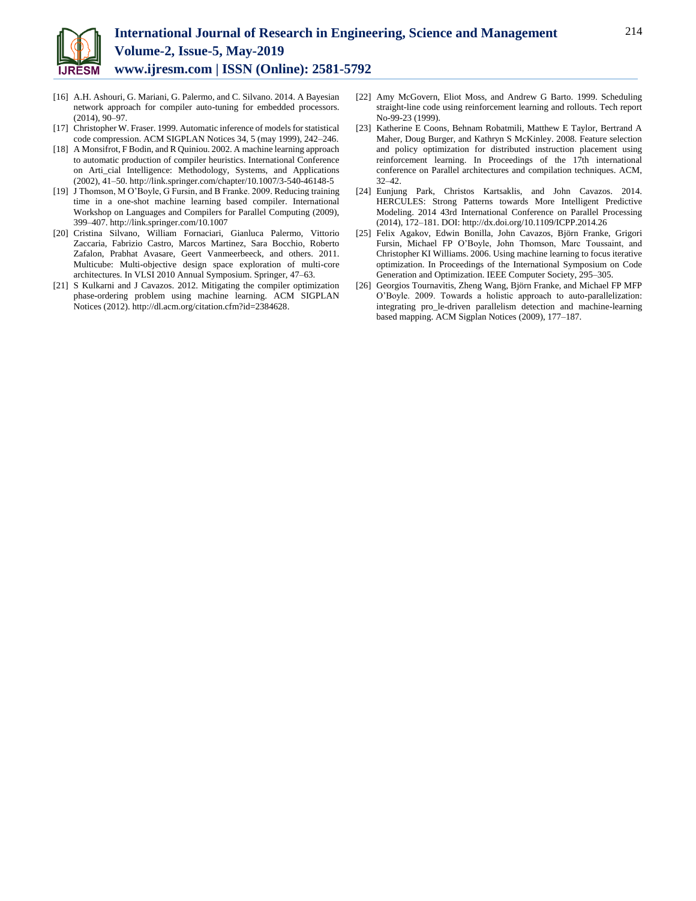[16] A.H. Ashouri, G. Mariani, G. Palermo, and C. Silvano. 2014. A Bayesian network approach for compiler auto-tuning for embedded processors. (2014), 90–97.

[17] Christopher W. Fraser. 1999. Automatic inference of models for statistical code compression. ACM SIGPLAN Notices 34, 5 (may 1999), 242–246.

[18] A Monsifrot, F Bodin, and R Quiniou. 2002. A machine learning approach to automatic production of compiler heuristics. International Conference on Arti_cial Intelligence: Methodology, Systems, and Applications (2002), 41–50. http://link.springer.com/chapter/10.1007/3-540-46148-5

[19] J Thomson, M O'Boyle, G Fursin, and B Franke. 2009. Reducing training time in a one-shot machine learning based compiler. International Workshop on Languages and Compilers for Parallel Computing (2009), 399–407. http://link.springer.com/10.1007

[20] Cristina Silvano, William Fornaciari, Gianluca Palermo, Vittorio Zaccaria, Fabrizio Castro, Marcos Martinez, Sara Bocchio, Roberto Zafalon, Prabhat Avasare, Geert Vanmeerbeeck, and others. 2011. Multicube: Multi-objective design space exploration of multi-core architectures. In VLSI 2010 Annual Symposium. Springer, 47–63.

[21] S Kulkarni and J Cavazos. 2012. Mitigating the compiler optimization phase-ordering problem using machine learning. ACM SIGPLAN Notices (2012). http://dl.acm.org/citation.cfm?id=2384628.

[22] Amy McGovern, Eliot Moss, and Andrew G Barto. 1999. Scheduling straight-line code using reinforcement learning and rollouts. Tech report No-99-23 (1999).

[23] Katherine E Coons, Behnam Robatmili, Matthew E Taylor, Bertrand A Maher, Doug Burger, and Kathryn S McKinley. 2008. Feature selection and policy optimization for distributed instruction placement using reinforcement learning. In Proceedings of the 17th international conference on Parallel architectures and compilation techniques. ACM, 32–42.

[24] Eunjung Park, Christos Kartsaklis, and John Cavazos. 2014. HERCULES: Strong Patterns towards More Intelligent Predictive Modeling. 2014 43rd International Conference on Parallel Processing (2014), 172–181. DOI: http://dx.doi.org/10.1109/ICPP.2014.26

[25] Felix Agakov, Edwin Bonilla, John Cavazos, Björn Franke, Grigori Fursin, Michael FP O'Boyle, John Thomson, Marc Toussaint, and Christopher KI Williams. 2006. Using machine learning to focus iterative optimization. In Proceedings of the International Symposium on Code Generation and Optimization. IEEE Computer Society, 295–305.

[26] Georgios Tournavitis, Zheng Wang, Björn Franke, and Michael FP MFP O'Boyle. 2009. Towards a holistic approach to auto-parallelization: integrating pro_le-driven parallelism detection and machine-learning based mapping. ACM Sigplan Notices (2009), 177–187.